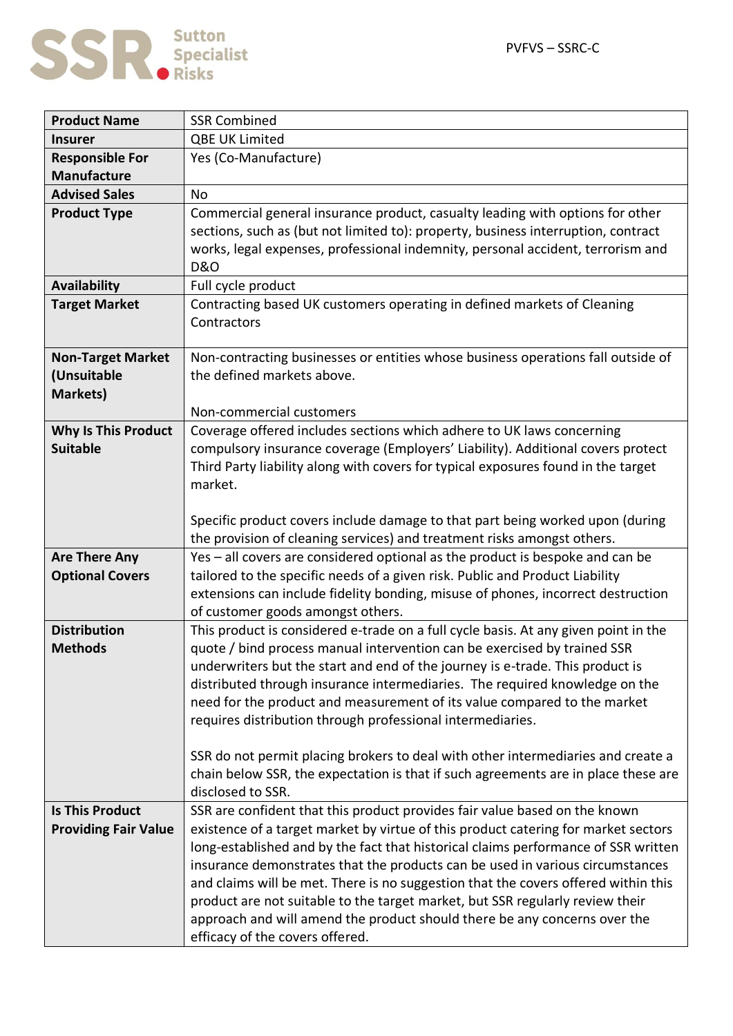Sutton Specialist Risks

PVFVS – SSRC-C

| **Product Name** | SSR Combined |
|---|---|
| **Insurer** | QBE UK Limited |
| **Responsible For Manufacture** | Yes (Co-Manufacture) |
| **Advised Sales** | No |
| **Product Type** | Commercial general insurance product, casualty leading with options for other sections, such as (but not limited to): property, business interruption, contract works, legal expenses, professional indemnity, personal accident, terrorism and D&O |
| **Availability** | Full cycle product |
| **Target Market** | Contracting based UK customers operating in defined markets of Cleaning Contractors |
| **Non-Target Market (Unsuitable Markets)** | Non-contracting businesses or entities whose business operations fall outside of the defined markets above.<br><br>Non-commercial customers |
| **Why Is This Product Suitable** | Coverage offered includes sections which adhere to UK laws concerning compulsory insurance coverage (Employers' Liability). Additional covers protect Third Party liability along with covers for typical exposures found in the target market.<br><br>Specific product covers include damage to that part being worked upon (during the provision of cleaning services) and treatment risks amongst others. |
| **Are There Any Optional Covers** | Yes – all covers are considered optional as the product is bespoke and can be tailored to the specific needs of a given risk. Public and Product Liability extensions can include fidelity bonding, misuse of phones, incorrect destruction of customer goods amongst others. |
| **Distribution Methods** | This product is considered e-trade on a full cycle basis. At any given point in the quote / bind process manual intervention can be exercised by trained SSR underwriters but the start and end of the journey is e-trade. This product is distributed through insurance intermediaries. The required knowledge on the need for the product and measurement of its value compared to the market requires distribution through professional intermediaries.<br><br>SSR do not permit placing brokers to deal with other intermediaries and create a chain below SSR, the expectation is that if such agreements are in place these are disclosed to SSR. |
| **Is This Product Providing Fair Value** | SSR are confident that this product provides fair value based on the known existence of a target market by virtue of this product catering for market sectors long-established and by the fact that historical claims performance of SSR written insurance demonstrates that the products can be used in various circumstances and claims will be met. There is no suggestion that the covers offered within this product are not suitable to the target market, but SSR regularly review their approach and will amend the product should there be any concerns over the efficacy of the covers offered. |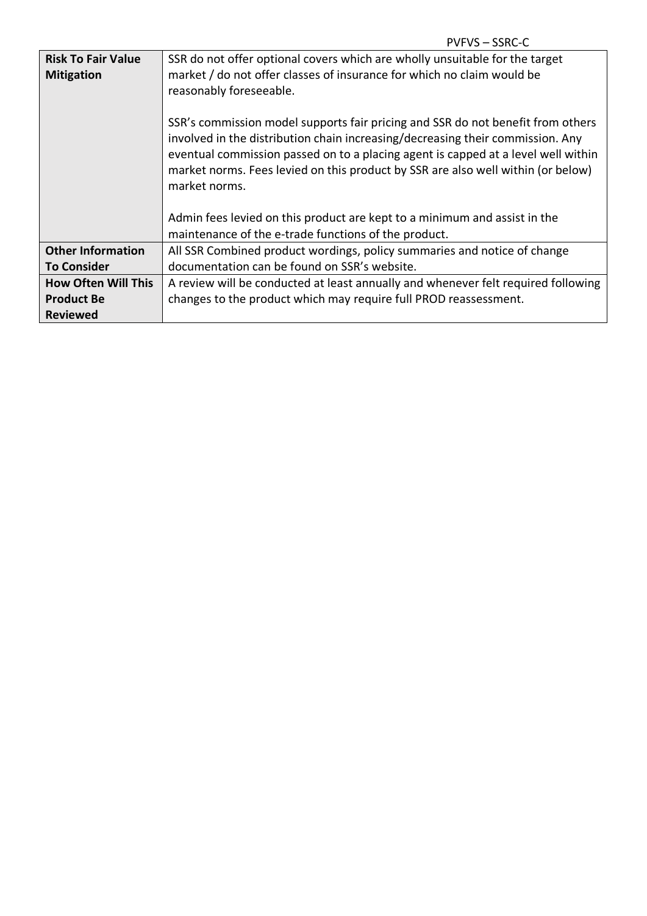| | |
|---|---|
| **Risk To Fair Value Mitigation** | SSR do not offer optional covers which are wholly unsuitable for the target market / do not offer classes of insurance for which no claim would be reasonably foreseeable.<br><br>SSR's commission model supports fair pricing and SSR do not benefit from others involved in the distribution chain increasing/decreasing their commission. Any eventual commission passed on to a placing agent is capped at a level well within market norms. Fees levied on this product by SSR are also well within (or below) market norms.<br><br>Admin fees levied on this product are kept to a minimum and assist in the maintenance of the e-trade functions of the product. |
| **Other Information To Consider** | All SSR Combined product wordings, policy summaries and notice of change documentation can be found on SSR's website. |
| **How Often Will This Product Be Reviewed** | A review will be conducted at least annually and whenever felt required following changes to the product which may require full PROD reassessment. |